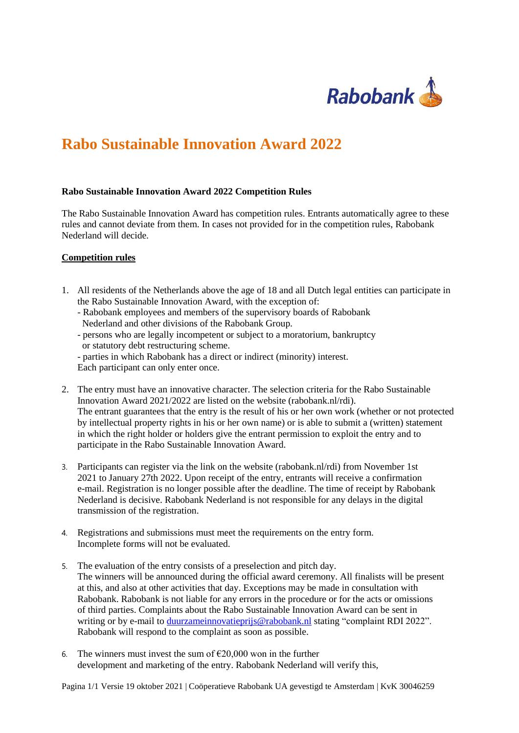# Rabo Sustainable Innovation Award 2022

**Rabo Sustainable Innovation Award 2022 Competition Rules**

The Rabo Sustainable Innovation Award has competition rules. Entrants automatically agree to these rules and cannot deviate from them. In cases not provided for in the competition rules, Rabobank Nederland will decide.

## <u>Competition rules</u>

1. All residents of the Netherlands above the age of 18 and all Dutch legal entities can participate in the Rabo Sustainable Innovation Award, with the exception of:
   - Rabobank employees and members of the supervisory boards of Rabobank Nederland and other divisions of the Rabobank Group.
   - persons who are legally incompetent or subject to a moratorium, bankruptcy or statutory debt restructuring scheme.
   - parties in which Rabobank has a direct or indirect (minority) interest.

   Each participant can only enter once.

2. The entry must have an innovative character. The selection criteria for the Rabo Sustainable Innovation Award 2021/2022 are listed on the website (rabobank.nl/rdi).
   The entrant guarantees that the entry is the result of his or her own work (whether or not protected by intellectual property rights in his or her own name) or is able to submit a (written) statement in which the right holder or holders give the entrant permission to exploit the entry and to participate in the Rabo Sustainable Innovation Award.

3. Participants can register via the link on the website (rabobank.nl/rdi) from November 1st 2021 to January 27th 2022. Upon receipt of the entry, entrants will receive a confirmation e-mail. Registration is no longer possible after the deadline. The time of receipt by Rabobank Nederland is decisive. Rabobank Nederland is not responsible for any delays in the digital transmission of the registration.

4. Registrations and submissions must meet the requirements on the entry form. Incomplete forms will not be evaluated.

5. The evaluation of the entry consists of a preselection and pitch day.
   The winners will be announced during the official award ceremony. All finalists will be present at this, and also at other activities that day. Exceptions may be made in consultation with Rabobank. Rabobank is not liable for any errors in the procedure or for the acts or omissions of third parties. Complaints about the Rabo Sustainable Innovation Award can be sent in writing or by e-mail to duurzameinnovatieprijs@rabobank.nl stating "complaint RDI 2022". Rabobank will respond to the complaint as soon as possible.

6. The winners must invest the sum of €20,000 won in the further development and marketing of the entry. Rabobank Nederland will verify this,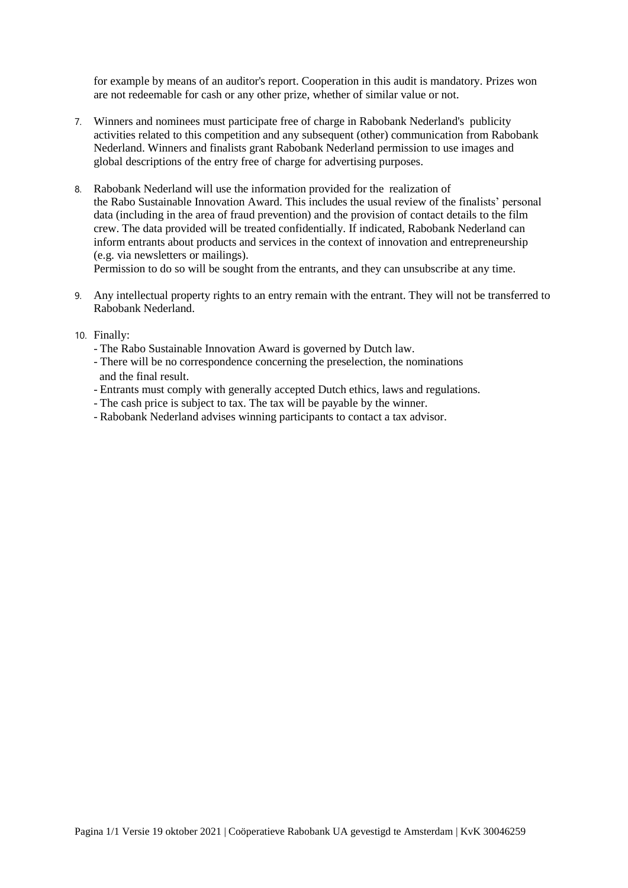for example by means of an auditor's report. Cooperation in this audit is mandatory. Prizes won are not redeemable for cash or any other prize, whether of similar value or not.

7. Winners and nominees must participate free of charge in Rabobank Nederland's publicity activities related to this competition and any subsequent (other) communication from Rabobank Nederland. Winners and finalists grant Rabobank Nederland permission to use images and global descriptions of the entry free of charge for advertising purposes.

8. Rabobank Nederland will use the information provided for the realization of the Rabo Sustainable Innovation Award. This includes the usual review of the finalists' personal data (including in the area of fraud prevention) and the provision of contact details to the film crew. The data provided will be treated confidentially. If indicated, Rabobank Nederland can inform entrants about products and services in the context of innovation and entrepreneurship (e.g. via newsletters or mailings).
   Permission to do so will be sought from the entrants, and they can unsubscribe at any time.

9. Any intellectual property rights to an entry remain with the entrant. They will not be transferred to Rabobank Nederland.

10. Finally:
    - The Rabo Sustainable Innovation Award is governed by Dutch law.
    - There will be no correspondence concerning the preselection, the nominations and the final result.
    - Entrants must comply with generally accepted Dutch ethics, laws and regulations.
    - The cash price is subject to tax. The tax will be payable by the winner.
    - Rabobank Nederland advises winning participants to contact a tax advisor.

Pagina 1/1 Versie 19 oktober 2021 | Coöperatieve Rabobank UA gevestigd te Amsterdam | KvK 30046259